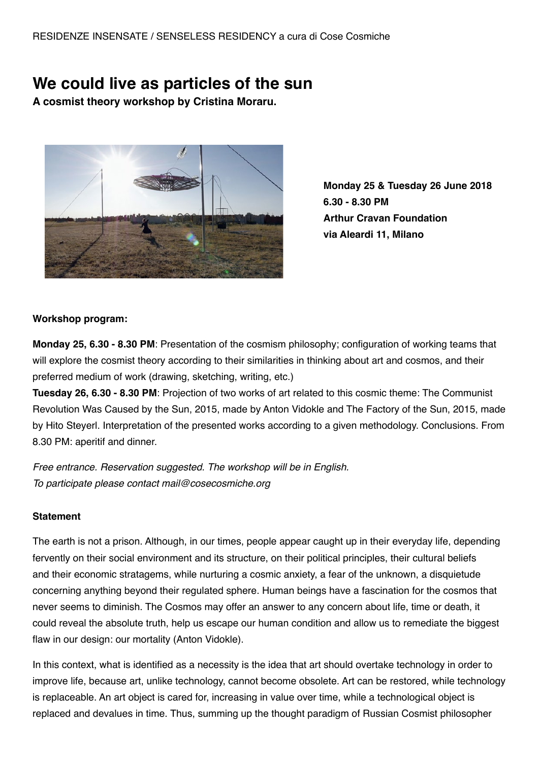RESIDENZE INSENSATE / SENSELESS RESIDENCY a cura di Cose Cosmiche

# We could live as particles of the sun

**A cosmist theory workshop by Cristina Moraru.**

**Monday 25 & Tuesday 26 June 2018**
**6.30 - 8.30 PM**
**Arthur Cravan Foundation**
**via Aleardi 11, Milano**

**Workshop program:**

**Monday 25, 6.30 - 8.30 PM**: Presentation of the cosmism philosophy; configuration of working teams that will explore the cosmist theory according to their similarities in thinking about art and cosmos, and their preferred medium of work (drawing, sketching, writing, etc.)
**Tuesday 26, 6.30 - 8.30 PM**: Projection of two works of art related to this cosmic theme: The Communist Revolution Was Caused by the Sun, 2015, made by Anton Vidokle and The Factory of the Sun, 2015, made by Hito Steyerl. Interpretation of the presented works according to a given methodology. Conclusions. From 8.30 PM: aperitif and dinner.

*Free entrance. Reservation suggested. The workshop will be in English.*
*To participate please contact mail@cosecosmiche.org*

**Statement**

The earth is not a prison. Although, in our times, people appear caught up in their everyday life, depending fervently on their social environment and its structure, on their political principles, their cultural beliefs and their economic stratagems, while nurturing a cosmic anxiety, a fear of the unknown, a disquietude concerning anything beyond their regulated sphere. Human beings have a fascination for the cosmos that never seems to diminish. The Cosmos may offer an answer to any concern about life, time or death, it could reveal the absolute truth, help us escape our human condition and allow us to remediate the biggest flaw in our design: our mortality (Anton Vidokle).

In this context, what is identified as a necessity is the idea that art should overtake technology in order to improve life, because art, unlike technology, cannot become obsolete. Art can be restored, while technology is replaceable. An art object is cared for, increasing in value over time, while a technological object is replaced and devalues in time. Thus, summing up the thought paradigm of Russian Cosmist philosopher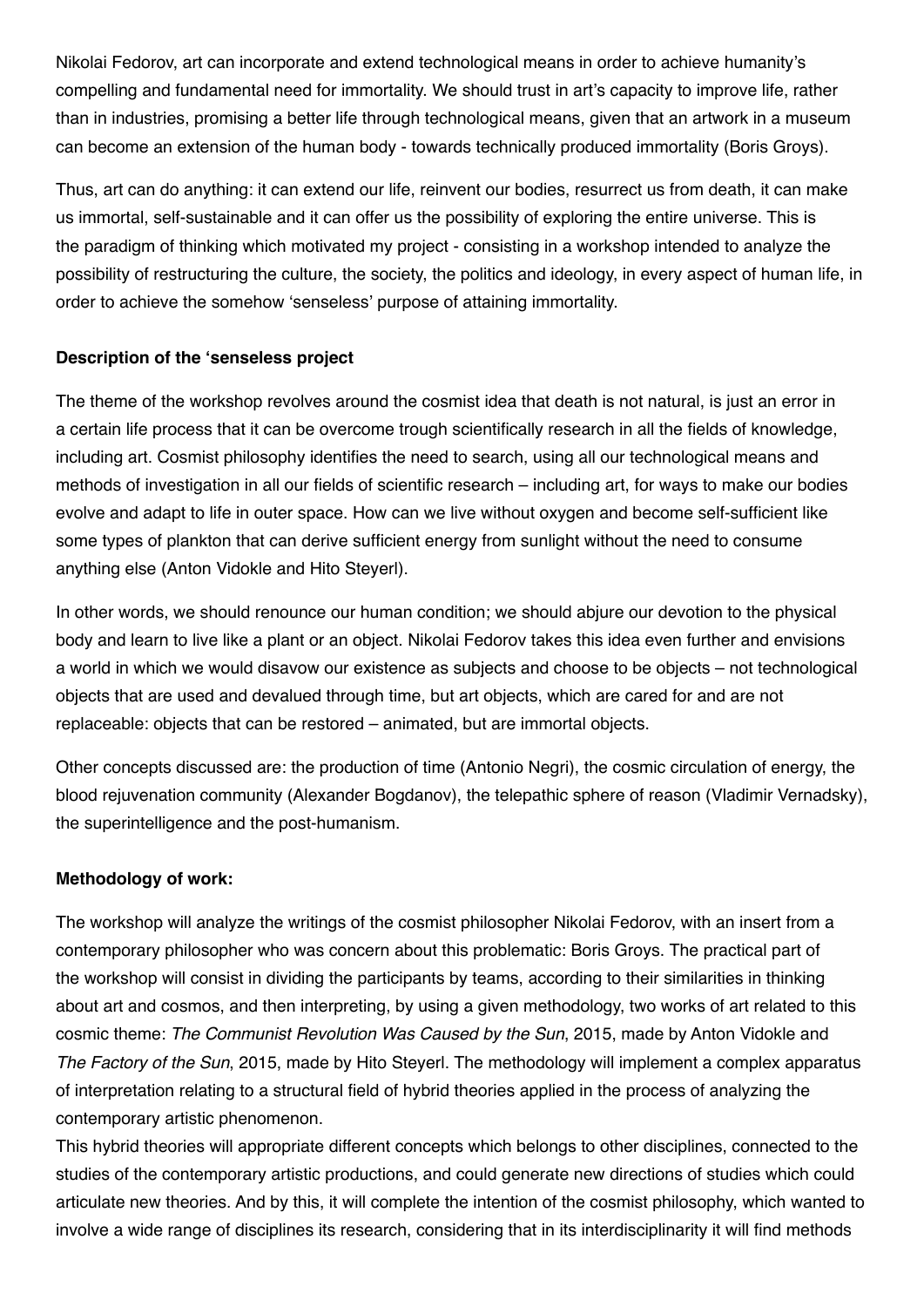Nikolai Fedorov, art can incorporate and extend technological means in order to achieve humanity's compelling and fundamental need for immortality. We should trust in art's capacity to improve life, rather than in industries, promising a better life through technological means, given that an artwork in a museum can become an extension of the human body - towards technically produced immortality (Boris Groys).

Thus, art can do anything: it can extend our life, reinvent our bodies, resurrect us from death, it can make us immortal, self-sustainable and it can offer us the possibility of exploring the entire universe. This is the paradigm of thinking which motivated my project - consisting in a workshop intended to analyze the possibility of restructuring the culture, the society, the politics and ideology, in every aspect of human life, in order to achieve the somehow 'senseless' purpose of attaining immortality.

**Description of the 'senseless project**

The theme of the workshop revolves around the cosmist idea that death is not natural, is just an error in a certain life process that it can be overcome trough scientifically research in all the fields of knowledge, including art. Cosmist philosophy identifies the need to search, using all our technological means and methods of investigation in all our fields of scientific research – including art, for ways to make our bodies evolve and adapt to life in outer space. How can we live without oxygen and become self-sufficient like some types of plankton that can derive sufficient energy from sunlight without the need to consume anything else (Anton Vidokle and Hito Steyerl).

In other words, we should renounce our human condition; we should abjure our devotion to the physical body and learn to live like a plant or an object. Nikolai Fedorov takes this idea even further and envisions a world in which we would disavow our existence as subjects and choose to be objects – not technological objects that are used and devalued through time, but art objects, which are cared for and are not replaceable: objects that can be restored – animated, but are immortal objects.

Other concepts discussed are: the production of time (Antonio Negri), the cosmic circulation of energy, the blood rejuvenation community (Alexander Bogdanov), the telepathic sphere of reason (Vladimir Vernadsky), the superintelligence and the post-humanism.

**Methodology of work:**

The workshop will analyze the writings of the cosmist philosopher Nikolai Fedorov, with an insert from a contemporary philosopher who was concern about this problematic: Boris Groys. The practical part of the workshop will consist in dividing the participants by teams, according to their similarities in thinking about art and cosmos, and then interpreting, by using a given methodology, two works of art related to this cosmic theme: *The Communist Revolution Was Caused by the Sun*, 2015, made by Anton Vidokle and *The Factory of the Sun*, 2015, made by Hito Steyerl. The methodology will implement a complex apparatus of interpretation relating to a structural field of hybrid theories applied in the process of analyzing the contemporary artistic phenomenon.
This hybrid theories will appropriate different concepts which belongs to other disciplines, connected to the studies of the contemporary artistic productions, and could generate new directions of studies which could articulate new theories. And by this, it will complete the intention of the cosmist philosophy, which wanted to involve a wide range of disciplines its research, considering that in its interdisciplinarity it will find methods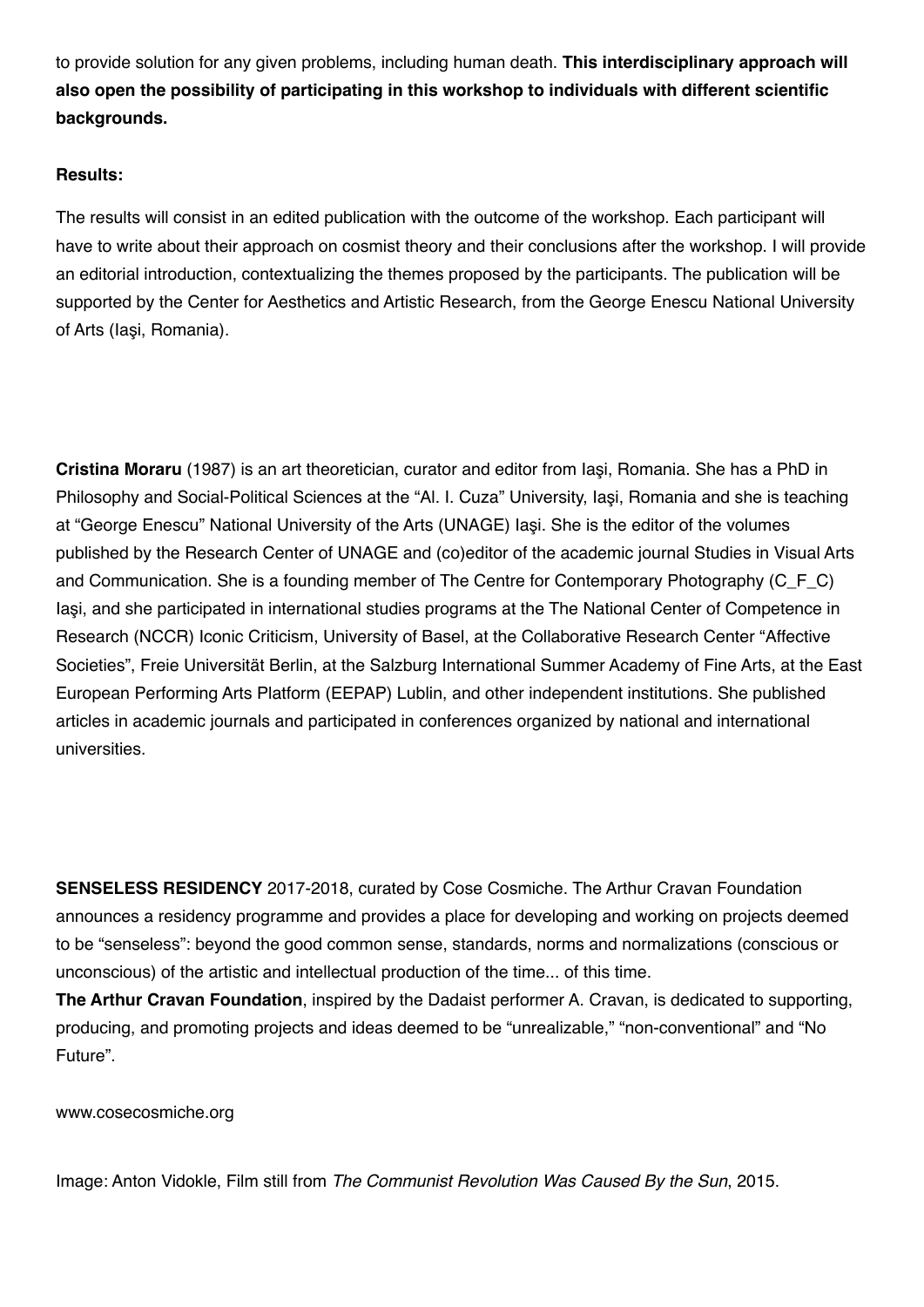to provide solution for any given problems, including human death. **This interdisciplinary approach will also open the possibility of participating in this workshop to individuals with different scientific backgrounds.**

**Results:**

The results will consist in an edited publication with the outcome of the workshop. Each participant will have to write about their approach on cosmist theory and their conclusions after the workshop. I will provide an editorial introduction, contextualizing the themes proposed by the participants. The publication will be supported by the Center for Aesthetics and Artistic Research, from the George Enescu National University of Arts (Iaşi, Romania).

**Cristina Moraru** (1987) is an art theoretician, curator and editor from Iaşi, Romania. She has a PhD in Philosophy and Social-Political Sciences at the "Al. I. Cuza" University, Iaşi, Romania and she is teaching at "George Enescu" National University of the Arts (UNAGE) Iaşi. She is the editor of the volumes published by the Research Center of UNAGE and (co)editor of the academic journal Studies in Visual Arts and Communication. She is a founding member of The Centre for Contemporary Photography (C_F_C) Iaşi, and she participated in international studies programs at the The National Center of Competence in Research (NCCR) Iconic Criticism, University of Basel, at the Collaborative Research Center "Affective Societies", Freie Universität Berlin, at the Salzburg International Summer Academy of Fine Arts, at the East European Performing Arts Platform (EEPAP) Lublin, and other independent institutions. She published articles in academic journals and participated in conferences organized by national and international universities.

**SENSELESS RESIDENCY** 2017-2018, curated by Cose Cosmiche. The Arthur Cravan Foundation announces a residency programme and provides a place for developing and working on projects deemed to be "senseless": beyond the good common sense, standards, norms and normalizations (conscious or unconscious) of the artistic and intellectual production of the time... of this time.

**The Arthur Cravan Foundation**, inspired by the Dadaist performer A. Cravan, is dedicated to supporting, producing, and promoting projects and ideas deemed to be "unrealizable," "non-conventional" and "No Future".

www.cosecosmiche.org

Image: Anton Vidokle, Film still from *The Communist Revolution Was Caused By the Sun*, 2015.